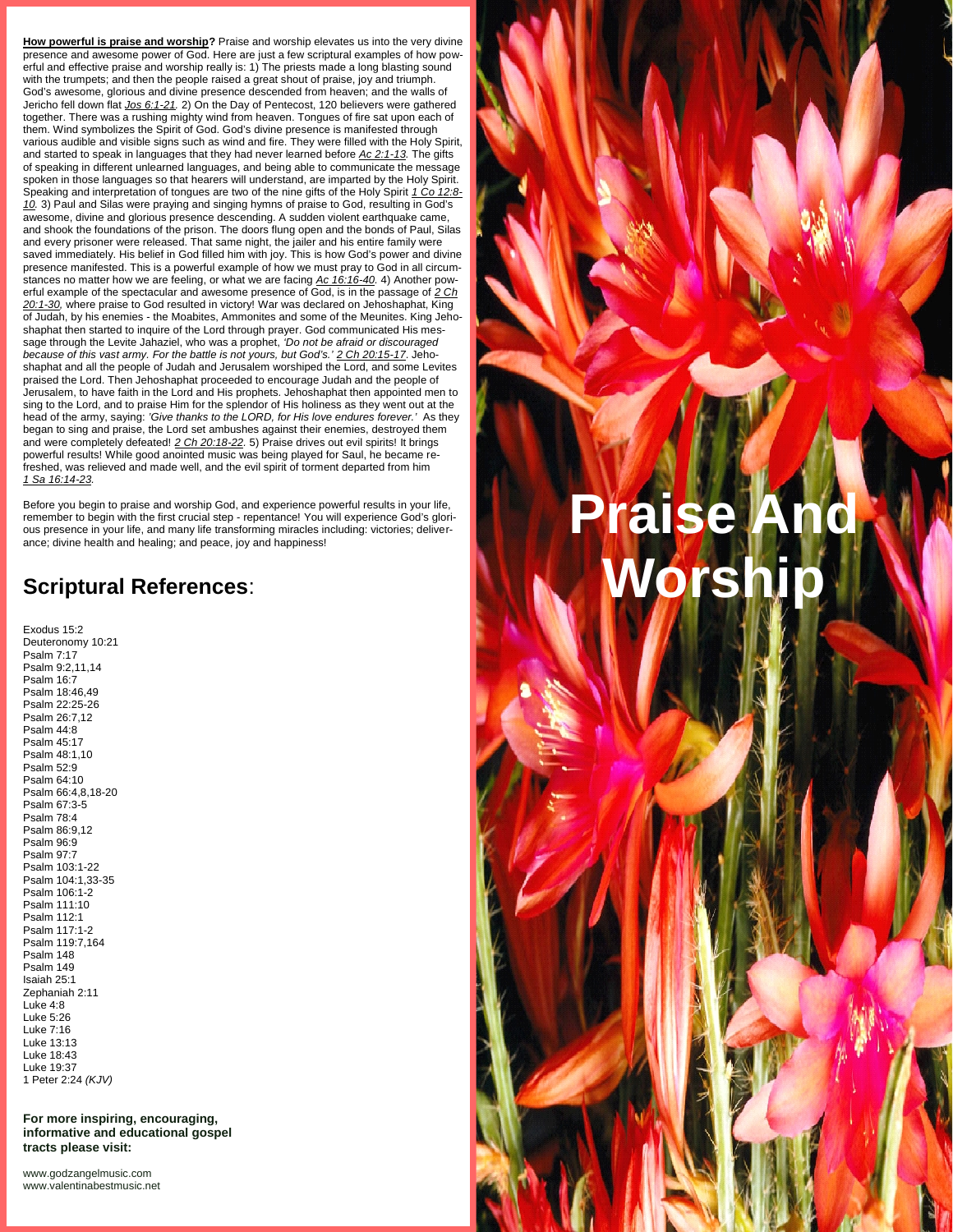# Praise And Worship

**<u>How powerful is praise and worship</u>?** Praise and worship elevates us into the very divine presence and awesome power of God. Here are just a few scriptural examples of how powerful and effective praise and worship really is: 1) The priests made a long blasting sound with the trumpets; and then the people raised a great shout of praise, joy and triumph. God's awesome, glorious and divine presence descended from heaven; and the walls of Jericho fell down flat *<u>Jos 6:1-21</u>.* 2) On the Day of Pentecost, 120 believers were gathered together. There was a rushing mighty wind from heaven. Tongues of fire sat upon each of them. Wind symbolizes the Spirit of God. God's divine presence is manifested through various audible and visible signs such as wind and fire. They were filled with the Holy Spirit, and started to speak in languages that they had never learned before *<u>Ac 2:1-13</u>.* The gifts of speaking in different unlearned languages, and being able to communicate the message spoken in those languages so that hearers will understand, are imparted by the Holy Spirit. Speaking and interpretation of tongues are two of the nine gifts of the Holy Spirit *<u>1 Co 12:8-10</u>.* 3) Paul and Silas were praying and singing hymns of praise to God, resulting in God's awesome, divine and glorious presence descending. A sudden violent earthquake came, and shook the foundations of the prison. The doors flung open and the bonds of Paul, Silas and every prisoner were released. That same night, the jailer and his entire family were saved immediately. His belief in God filled him with joy. This is how God's power and divine presence manifested. This is a powerful example of how we must pray to God in all circumstances no matter how we are feeling, or what we are facing *<u>Ac 16:16-40</u>.* 4) Another powerful example of the spectacular and awesome presence of God, is in the passage of *<u>2 Ch 20:1-30</u>,* where praise to God resulted in victory! War was declared on Jehoshaphat, King of Judah, by his enemies - the Moabites, Ammonites and some of the Meunites. King Jehoshaphat then started to inquire of the Lord through prayer. God communicated His message through the Levite Jahaziel, who was a prophet, *'Do not be afraid or discouraged because of this vast army. For the battle is not yours, but God's.' <u>2 Ch 20:15-17</u>*. Jehoshaphat and all the people of Judah and Jerusalem worshiped the Lord, and some Levites praised the Lord. Then Jehoshaphat proceeded to encourage Judah and the people of Jerusalem, to have faith in the Lord and His prophets. Jehoshaphat then appointed men to sing to the Lord, and to praise Him for the splendor of His holiness as they went out at the head of the army, saying: *'Give thanks to the LORD, for His love endures forever.'* As they began to sing and praise, the Lord set ambushes against their enemies, destroyed them and were completely defeated! *<u>2 Ch 20:18-22</u>.* 5) Praise drives out evil spirits! It brings powerful results! While good anointed music was being played for Saul, he became refreshed, was relieved and made well, and the evil spirit of torment departed from him *<u>1 Sa 16:14-23</u>.*

Before you begin to praise and worship God, and experience powerful results in your life, remember to begin with the first crucial step - repentance! You will experience God's glorious presence in your life, and many life transforming miracles including: victories; deliverance; divine health and healing; and peace, joy and happiness!

## Scriptural References:

Exodus 15:2
Deuteronomy 10:21
Psalm 7:17
Psalm 9:2,11,14
Psalm 16:7
Psalm 18:46,49
Psalm 22:25-26
Psalm 26:7,12
Psalm 44:8
Psalm 45:17
Psalm 48:1,10
Psalm 52:9
Psalm 64:10
Psalm 66:4,8,18-20
Psalm 67:3-5
Psalm 78:4
Psalm 86:9,12
Psalm 96:9
Psalm 97:7
Psalm 103:1-22
Psalm 104:1,33-35
Psalm 106:1-2
Psalm 111:10
Psalm 112:1
Psalm 117:1-2
Psalm 119:7,164
Psalm 148
Psalm 149
Isaiah 25:1
Zephaniah 2:11
Luke 4:8
Luke 5:26
Luke 7:16
Luke 13:13
Luke 18:43
Luke 19:37
1 Peter 2:24 *(KJV)*

**For more inspiring, encouraging, informative and educational gospel tracts please visit:**

www.godzangelmusic.com
www.valentinabestmusic.net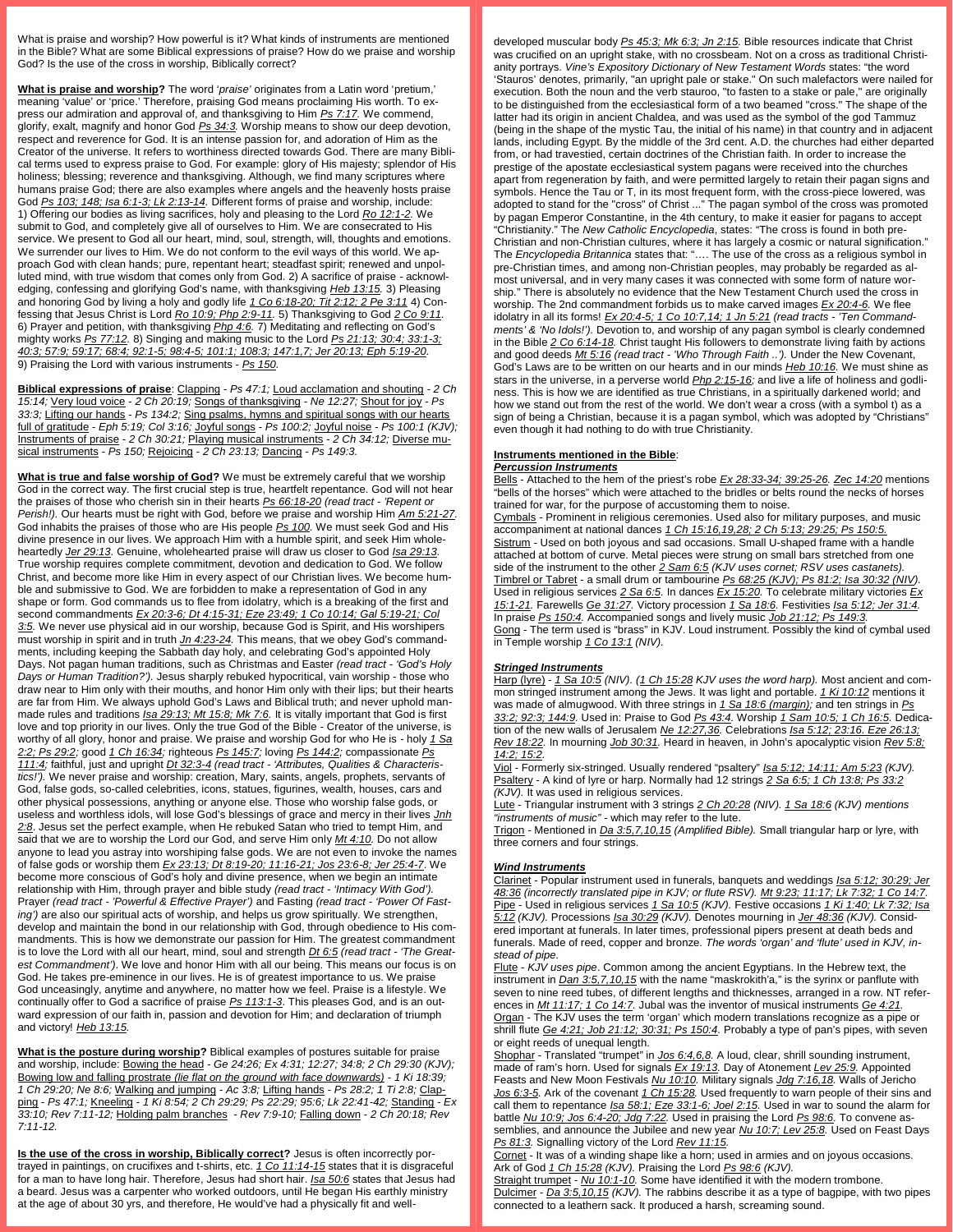What is praise and worship? How powerful is it? What kinds of instruments are mentioned in the Bible? What are some Biblical expressions of praise? How do we praise and worship God? Is the use of the cross in worship, Biblically correct?

**What is praise and worship?** The word *'praise'* originates from a Latin word 'pretium,' meaning 'value' or 'price.' Therefore, praising God means proclaiming His worth. To express our admiration and approval of, and thanksgiving to Him *Ps 7:17*. We commend, glorify, exalt, magnify and honor God *Ps 34:3*. Worship means to show our deep devotion, respect and reverence for God. It is an intense passion for, and adoration of Him as the Creator of the universe. It refers to worthiness directed towards God. There are many Biblical terms used to express praise to God. For example: glory of His majesty; splendor of His holiness; blessing; reverence and thanksgiving. Although, we find many scriptures where humans praise God; there are also examples where angels and the heavenly hosts praise God *Ps 103; 148; Isa 6:1-3; Lk 2:13-14*. Different forms of praise and worship, include: 1) Offering our bodies as living sacrifices, holy and pleasing to the Lord *Ro 12:1-2*. We submit to God, and completely give all of ourselves to Him. We are consecrated to His service. We present to God all our heart, mind, soul, strength, will, thoughts and emotions. We surrender our lives to Him. We do not conform to the evil ways of this world. We approach God with clean hands; pure, repentant heart; steadfast spirit; renewed and unpolluted mind, with true wisdom that comes only from God. 2) A sacrifice of praise - acknowledging, confessing and glorifying God's name, with thanksgiving *Heb 13:15*. 3) Pleasing and honoring God by living a holy and godly life *1 Co 6:18-20; Tit 2:12; 2 Pe 3:11* 4) Confessing that Jesus Christ is Lord *Ro 10:9; Php 2:9-11*. 5) Thanksgiving to God *2 Co 9:11*. 6) Prayer and petition, with thanksgiving *Php 4:6*. 7) Meditating and reflecting on God's mighty works *Ps 77:12*. 8) Singing and making music to the Lord *Ps 21:13; 30:4; 33:1-3; 40:3; 57:9; 59:17; 68:4; 92:1-5; 98:4-5; 101:1; 108:3; 147:1,7; Jer 20:13; Eph 5:19-20*. 9) Praising the Lord with various instruments - *Ps 150*.

**Biblical expressions of praise**: Clapping - *Ps 47:1;* Loud acclamation and shouting - *2 Ch 15:14;* Very loud voice - *2 Ch 20:19;* Songs of thanksgiving - *Ne 12:27;* Shout for joy - *Ps 33:3;* Lifting our hands - *Ps 134:2;* Sing psalms, hymns and spiritual songs with our hearts full of gratitude - *Eph 5:19; Col 3:16;* Joyful songs - *Ps 100:2;* Joyful noise - *Ps 100:1 (KJV);* Instruments of praise - *2 Ch 30:21;* Playing musical instruments - *2 Ch 34:12;* Diverse musical instruments - *Ps 150;* Rejoicing - *2 Ch 23:13;* Dancing - *Ps 149:3*.

**What is true and false worship of God?** We must be extremely careful that we worship God in the correct way. The first crucial step is true, heartfelt repentance. God will not hear the praises of those who cherish sin in their hearts *Ps 66:18-20 (read tract - 'Repent or Perish!)*. Our hearts must be right with God, before we praise and worship Him *Am 5:21-27*. God inhabits the praises of those who are His people *Ps 100*. We must seek God and His divine presence in our lives. We approach Him with a humble spirit, and seek Him wholeheartedly *Jer 29:13*. Genuine, wholehearted praise will draw us closer to God *Isa 29:13*. True worship requires complete commitment, devotion and dedication to God. We follow Christ, and become more like Him in every aspect of our Christian lives. We become humble and submissive to God. We are forbidden to make a representation of God in any shape or form. God commands us to flee from idolatry, which is a breaking of the first and second commandments *Ex 20:3-6; Dt 4:15-31; Eze 23:49; 1 Co 10:14; Gal 5:19-21; Col 3:5*. We never use physical aid in our worship, because God is Spirit, and His worshipers must worship in spirit and in truth *Jn 4:23-24*. This means, that we obey God's commandments, including keeping the Sabbath day holy, and celebrating God's appointed Holy Days. Not pagan human traditions, such as Christmas and Easter *(read tract - 'God's Holy Days or Human Tradition?')*. Jesus sharply rebuked hypocritical, vain worship - those who draw near to Him only with their mouths, and honor Him only with their lips; but their hearts are far from Him. We always uphold God's Laws and Biblical truth; and never uphold man-made rules and traditions *Isa 29:13; Mt 15:8; Mk 7:6*. It is vitally important that God is first love and top priority in our lives. Only the true God of the Bible - Creator of the universe, is worthy of all glory, honor and praise. We praise and worship God for who He is - holy *1 Sa 2:2; Ps 29:2*; good *1 Ch 16:34;* righteous *Ps 145:7;* loving *Ps 144:2;* compassionate *Ps 111:4;* faithful, just and upright *Dt 32:3-4 (read tract - 'Attributes, Qualities & Characteristics!')*. We never praise and worship: creation, Mary, saints, angels, prophets, servants of God, false gods, so-called celebrities, icons, statues, figurines, wealth, houses, cars and other physical possessions, anything or anyone else. Those who worship false gods, or useless and worthless idols, will lose God's blessings of grace and mercy in their lives *Jnh 2:8*. Jesus set the perfect example, when He rebuked Satan who tried to tempt Him, and said that we are to worship the Lord our God, and serve Him only *Mt 4:10*. Do not allow anyone to lead you astray into worshiping false gods. We are not even to invoke the names of false gods or worship them *Ex 23:13; Dt 8:19-20; 11:16-21; Jos 23:6-8; Jer 25:4-7*. We become more conscious of God's holy and divine presence, when we begin an intimate relationship with Him, through prayer and bible study *(read tract - 'Intimacy With God')*. Prayer *(read tract - 'Powerful & Effective Prayer')* and Fasting *(read tract - 'Power Of Fasting')* are also our spiritual acts of worship, and helps us grow spiritually. We strengthen, develop and maintain the bond in our relationship with God, through obedience to His commandments. This is how we demonstrate our passion for Him. The greatest commandment is to love the Lord with all our heart, mind, soul and strength *Dt 6:5 (read tract - 'The Greatest Commandment')*. We love and honor Him with all our being. This means our focus is on God. He takes pre-eminence in our lives. He is of greatest importance to us. We praise God unceasingly, anytime and anywhere, no matter how we feel. Praise is a lifestyle. We continually offer to God a sacrifice of praise *Ps 113:1-3*. This pleases God, and is an outward expression of our faith in, passion and devotion for Him; and declaration of triumph and victory! *Heb 13:15*.

**What is the posture during worship?** Biblical examples of postures suitable for praise and worship, include: Bowing the head - *Ge 24:26; Ex 4:31; 12:27; 34:8; 2 Ch 29:30 (KJV);* Bowing low and falling prostrate *(lie flat on the ground with face downwards)* - *1 Ki 18:39; 1 Ch 29:20; Ne 8:6;* Walking and jumping - *Ac 3:8;* Lifting hands - *Ps 28:2; 1 Ti 2:8;* Clapping - *Ps 47:1;* Kneeling - *1 Ki 8:54; 2 Ch 29:29; Ps 22:29; 95:6; Lk 22:41-42;* Standing - *Ex 33:10; Rev 7:11-12;* Holding palm branches - *Rev 7:9-10;* Falling down - *2 Ch 20:18; Rev 7:11-12*.

**Is the use of the cross in worship, Biblically correct?** Jesus is often incorrectly portrayed in paintings, on crucifixes and t-shirts, etc. *1 Co 11:14-15* states that it is disgraceful for a man to have long hair. Therefore, Jesus had short hair. *Isa 50:6* states that Jesus had a beard. Jesus was a carpenter who worked outdoors, until He began His earthly ministry at the age of about 30 yrs, and therefore, He would've had a physically fit and well-developed muscular body *Ps 45:3; Mk 6:3; Jn 2:15*. Bible resources indicate that Christ was crucified on an upright stake, with no crossbeam. Not on a cross as traditional Christianity portrays. *Vine's Expository Dictionary of New Testament Words* states: "the word 'Stauros' denotes, primarily, "an upright pale or stake." On such malefactors were nailed for execution. Both the noun and the verb stauroo, "to fasten to a stake or pale," are originally to be distinguished from the ecclesiastical form of a two beamed "cross." The shape of the latter had its origin in ancient Chaldea, and was used as the symbol of the god Tammuz (being in the shape of the mystic Tau, the initial of his name) in that country and in adjacent lands, including Egypt. By the middle of the 3rd cent. A.D. the churches had either departed from, or had travestied, certain doctrines of the Christian faith. In order to increase the prestige of the apostate ecclesiastical system pagans were received into the churches apart from regeneration by faith, and were permitted largely to retain their pagan signs and symbols. Hence the Tau or T, in its most frequent form, with the cross-piece lowered, was adopted to stand for the "cross" of Christ ..." The pagan symbol of the cross was promoted by pagan Emperor Constantine, in the 4th century, to make it easier for pagans to accept "Christianity." The *New Catholic Encyclopedia*, states: "The cross is found in both pre-Christian and non-Christian cultures, where it has largely a cosmic or natural signification." The *Encyclopedia Britannica* states that: "…. The use of the cross as a religious symbol in pre-Christian times, and among non-Christian peoples, may probably be regarded as almost universal, and in very many cases it was connected with some form of nature worship." There is absolutely no evidence that the New Testament Church used the cross in worship. The 2nd commandment forbids us to make carved images *Ex 20:4-6*. We flee idolatry in all its forms! *Ex 20:4-5; 1 Co 10:7,14; 1 Jn 5:21 (read tracts - 'Ten Commandments' & 'No Idols!')*. Devotion to, and worship of any pagan symbol is clearly condemned in the Bible *2 Co 6:14-18*. Christ taught His followers to demonstrate living faith by actions and good deeds *Mt 5:16 (read tract - 'Who Through Faith ..')*. Under the New Covenant, God's Laws are to be written on our hearts and in our minds *Heb 10:16*. We must shine as stars in the universe, in a perverse world *Php 2:15-16;* and live a life of holiness and godliness. This is how we are identified as true Christians, in a spiritually darkened world; and how we stand out from the rest of the world. We don't wear a cross (with a symbol t) as a sign of being a Christian, because it is a pagan symbol, which was adopted by "Christians" even though it had nothing to do with true Christianity.

**Instruments mentioned in the Bible**:

***Percussion Instruments***

Bells - Attached to the hem of the priest's robe *Ex 28:33-34; 39:25-26*. *Zec 14:20* mentions "bells of the horses" which were attached to the bridles or belts round the necks of horses trained for war, for the purpose of accustoming them to noise.
Cymbals - Prominent in religious ceremonies. Used also for military purposes, and music accompaniment at national dances *1 Ch 15:16,19,28; 2 Ch 5:13; 29:25; Ps 150:5*.
Sistrum - Used on both joyous and sad occasions. Small U-shaped frame with a handle attached at bottom of curve. Metal pieces were strung on small bars stretched from one side of the instrument to the other *2 Sam 6:5 (KJV uses cornet; RSV uses castanets)*.
Timbrel or Tabret - a small drum or tambourine *Ps 68:25 (KJV); Ps 81:2; Isa 30:32 (NIV)*. Used in religious services *2 Sa 6:5*. In dances *Ex 15:20*. To celebrate military victories *Ex 15:1-21*. Farewells *Ge 31:27*. Victory procession *1 Sa 18:6*. Festivities *Isa 5:12; Jer 31:4*. In praise *Ps 150:4*. Accompanied songs and lively music *Job 21:12; Ps 149:3*.
Gong - The term used is "brass" in KJV. Loud instrument. Possibly the kind of cymbal used in Temple worship *1 Co 13:1 (NIV)*.

***Stringed Instruments***

Harp (lyre) - *1 Sa 10:5 (NIV)*. *(1 Ch 15:28 KJV uses the word harp)*. Most ancient and common stringed instrument among the Jews. It was light and portable. *1 Ki 10:12* mentions it was made of almugwood. With three strings in *1 Sa 18:6 (margin);* and ten strings in *Ps 33:2; 92:3; 144:9*. Used in: Praise to God *Ps 43:4*. Worship *1 Sam 10:5; 1 Ch 16:5*. Dedication of the new walls of Jerusalem *Ne 12:27,36*. Celebrations *Isa 5:12; 23:16. Eze 26:13; Rev 18:22*. In mourning *Job 30:31*. Heard in heaven, in John's apocalyptic vision *Rev 5:8; 14:2; 15:2*.
Viol - Formerly six-stringed. Usually rendered "psaltery" *Isa 5:12; 14:11; Am 5:23 (KJV)*.
Psaltery - A kind of lyre or harp. Normally had 12 strings *2 Sa 6:5; 1 Ch 13:8; Ps 33:2 (KJV)*. It was used in religious services.
Lute - Triangular instrument with 3 strings *2 Ch 20:28 (NIV)*. *1 Sa 18:6 (KJV) mentions "instruments of music"* - which may refer to the lute.
Trigon - Mentioned in *Da 3:5,7,10,15 (Amplified Bible)*. Small triangular harp or lyre, with three corners and four strings.

***Wind Instruments***

Clarinet - Popular instrument used in funerals, banquets and weddings *Isa 5:12; 30:29; Jer 48:36 (incorrectly translated pipe in KJV; or flute RSV)*. *Mt 9:23; 11:17; Lk 7:32; 1 Co 14:7*.
Pipe - Used in religious services *1 Sa 10:5 (KJV)*. Festive occasions *1 Ki 1:40; Lk 7:32; Isa 5:12 (KJV)*. Processions *Isa 30:29 (KJV)*. Denotes mourning in *Jer 48:36 (KJV)*. Considered important at funerals. In later times, professional pipers present at death beds and funerals. Made of reed, copper and bronze. *The words 'organ' and 'flute' used in KJV, instead of pipe.*
Flute - *KJV uses pipe*. Common among the ancient Egyptians. In the Hebrew text, the instrument in *Dan 3:5,7,10,15* with the name "maskrokith'a," is the syrinx or panflute with seven to nine reed tubes, of different lengths and thicknesses, arranged in a row. NT references in *Mt 11:17; 1 Co 14:7*. Jubal was the inventor of musical instruments *Ge 4:21*.
Organ - The KJV uses the term 'organ' which modern translations recognize as a pipe or shrill flute *Ge 4:21; Job 21:12; 30:31; Ps 150:4*. Probably a type of pan's pipes, with seven or eight reeds of unequal length.
Shophar - Translated "trumpet" in *Jos 6:4,6,8*. A loud, clear, shrill sounding instrument, made of ram's horn. Used for signals *Ex 19:13*. Day of Atonement *Lev 25:9*. Appointed Feasts and New Moon Festivals *Nu 10:10*. Military signals *Jdg 7:16,18*. Walls of Jericho *Jos 6:3-5*. Ark of the covenant *1 Ch 15:28*. Used frequently to warn people of their sins and call them to repentance *Isa 58:1; Eze 33:1-6; Joel 2:15*. Used in war to sound the alarm for battle *Nu 10:9; Jos 6:4-20; Jdg 7:22*. Used in praising the Lord *Ps 98:6*. To convene assemblies, and announce the Jubilee and new year *Nu 10:7; Lev 25:8*. Used on Feast Days *Ps 81:3*. Signalling victory of the Lord *Rev 11:15*.
Cornet - It was of a winding shape like a horn; used in armies and on joyous occasions. Ark of God *1 Ch 15:28 (KJV)*. Praising the Lord *Ps 98:6 (KJV)*.
Straight trumpet - *Nu 10:1-10*. Some have identified it with the modern trombone.
Dulcimer - *Da 3:5,10,15 (KJV)*. The rabbins describe it as a type of bagpipe, with two pipes connected to a leathern sack. It produced a harsh, screaming sound.